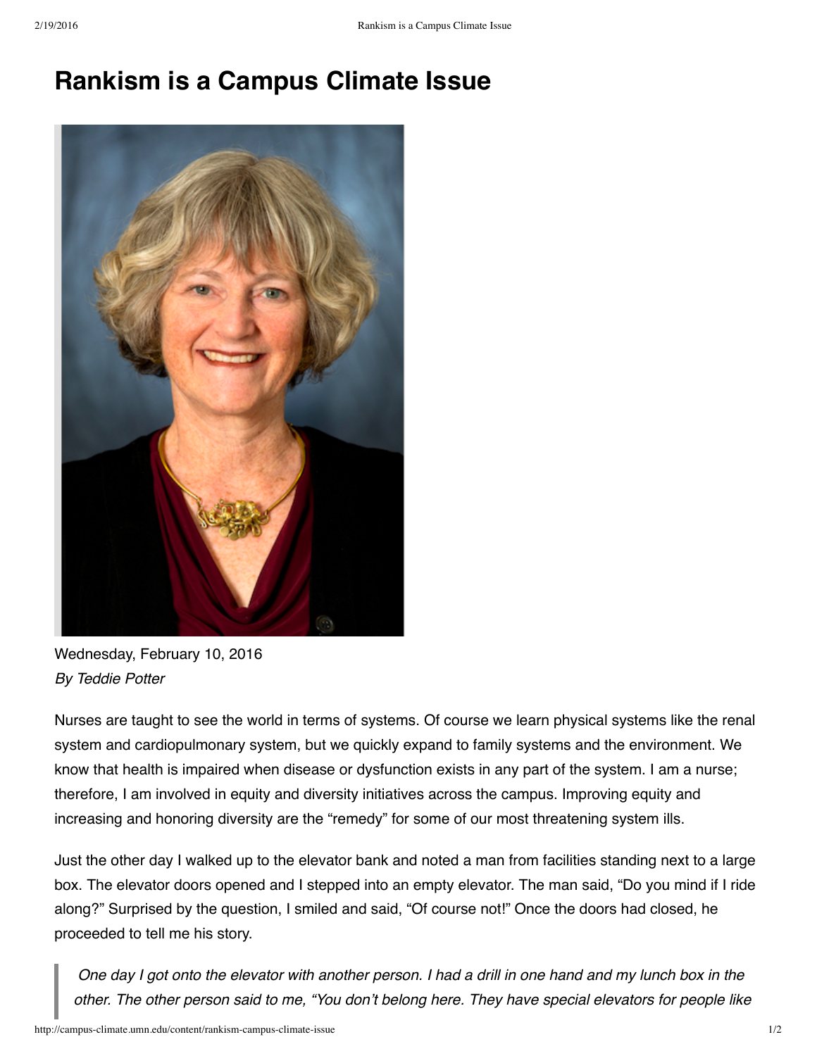# Rankism is a Campus Climate Issue

Wednesday, February 10, 2016
*By Teddie Potter*

Nurses are taught to see the world in terms of systems. Of course we learn physical systems like the renal system and cardiopulmonary system, but we quickly expand to family systems and the environment. We know that health is impaired when disease or dysfunction exists in any part of the system. I am a nurse; therefore, I am involved in equity and diversity initiatives across the campus. Improving equity and increasing and honoring diversity are the "remedy" for some of our most threatening system ills.

Just the other day I walked up to the elevator bank and noted a man from facilities standing next to a large box. The elevator doors opened and I stepped into an empty elevator. The man said, "Do you mind if I ride along?" Surprised by the question, I smiled and said, "Of course not!" Once the doors had closed, he proceeded to tell me his story.

> *One day I got onto the elevator with another person. I had a drill in one hand and my lunch box in the other. The other person said to me, "You don't belong here. They have special elevators for people like*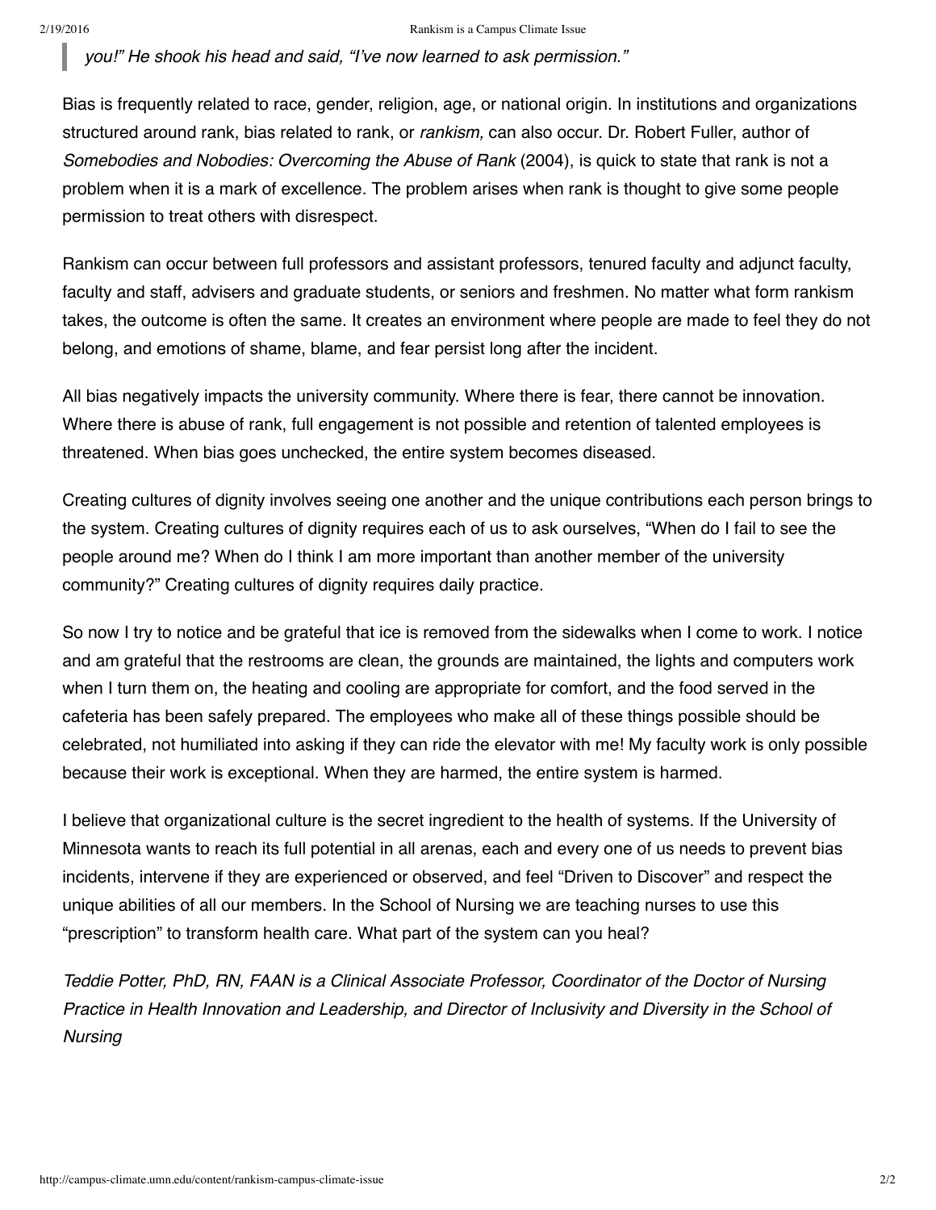> *you!" He shook his head and said, "I've now learned to ask permission."*

Bias is frequently related to race, gender, religion, age, or national origin. In institutions and organizations structured around rank, bias related to rank, or *rankism,* can also occur. Dr. Robert Fuller, author of *Somebodies and Nobodies: Overcoming the Abuse of Rank* (2004), is quick to state that rank is not a problem when it is a mark of excellence. The problem arises when rank is thought to give some people permission to treat others with disrespect.

Rankism can occur between full professors and assistant professors, tenured faculty and adjunct faculty, faculty and staff, advisers and graduate students, or seniors and freshmen. No matter what form rankism takes, the outcome is often the same. It creates an environment where people are made to feel they do not belong, and emotions of shame, blame, and fear persist long after the incident.

All bias negatively impacts the university community. Where there is fear, there cannot be innovation. Where there is abuse of rank, full engagement is not possible and retention of talented employees is threatened. When bias goes unchecked, the entire system becomes diseased.

Creating cultures of dignity involves seeing one another and the unique contributions each person brings to the system. Creating cultures of dignity requires each of us to ask ourselves, "When do I fail to see the people around me? When do I think I am more important than another member of the university community?" Creating cultures of dignity requires daily practice.

So now I try to notice and be grateful that ice is removed from the sidewalks when I come to work. I notice and am grateful that the restrooms are clean, the grounds are maintained, the lights and computers work when I turn them on, the heating and cooling are appropriate for comfort, and the food served in the cafeteria has been safely prepared. The employees who make all of these things possible should be celebrated, not humiliated into asking if they can ride the elevator with me! My faculty work is only possible because their work is exceptional. When they are harmed, the entire system is harmed.

I believe that organizational culture is the secret ingredient to the health of systems. If the University of Minnesota wants to reach its full potential in all arenas, each and every one of us needs to prevent bias incidents, intervene if they are experienced or observed, and feel "Driven to Discover" and respect the unique abilities of all our members. In the School of Nursing we are teaching nurses to use this "prescription" to transform health care. What part of the system can you heal?

*Teddie Potter, PhD, RN, FAAN is a Clinical Associate Professor, Coordinator of the Doctor of Nursing Practice in Health Innovation and Leadership, and Director of Inclusivity and Diversity in the School of Nursing*